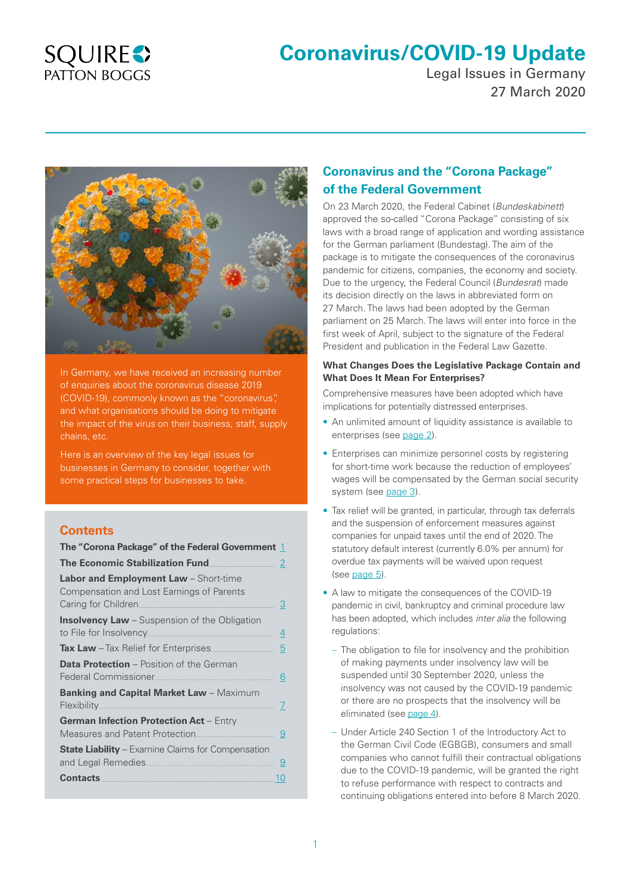# Coronavirus/COVID-19 Update

Legal Issues in Germany
27 March 2020

In Germany, we have received an increasing number of enquiries about the coronavirus disease 2019 (COVID-19), commonly known as the "coronavirus", and what organisations should be doing to mitigate the impact of the virus on their business, staff, supply chains, etc.

Here is an overview of the key legal issues for businesses in Germany to consider, together with some practical steps for businesses to take.

## Contents

| | |
|---|---|
| **The "Corona Package" of the Federal Government** | 1 |
| **The Economic Stabilization Fund** | 2 |
| **Labor and Employment Law** – Short-time Compensation and Lost Earnings of Parents Caring for Children | 3 |
| **Insolvency Law** – Suspension of the Obligation to File for Insolvency | 4 |
| **Tax Law** – Tax Relief for Enterprises | 5 |
| **Data Protection** – Position of the German Federal Commissioner | 6 |
| **Banking and Capital Market Law** – Maximum Flexibility | 7 |
| **German Infection Protection Act** – Entry Measures and Patent Protection | 9 |
| **State Liability** – Examine Claims for Compensation and Legal Remedies | 9 |
| **Contacts** | 10 |

## Coronavirus and the "Corona Package" of the Federal Government

On 23 March 2020, the Federal Cabinet (*Bundeskabinett*) approved the so-called "Corona Package" consisting of six laws with a broad range of application and wording assistance for the German parliament (Bundestag). The aim of the package is to mitigate the consequences of the coronavirus pandemic for citizens, companies, the economy and society. Due to the urgency, the Federal Council (*Bundesrat*) made its decision directly on the laws in abbreviated form on 27 March. The laws had been adopted by the German parliament on 25 March. The laws will enter into force in the first week of April, subject to the signature of the Federal President and publication in the Federal Law Gazette.

### What Changes Does the Legislative Package Contain and What Does It Mean For Enterprises?

Comprehensive measures have been adopted which have implications for potentially distressed enterprises.

- An unlimited amount of liquidity assistance is available to enterprises (see page 2).
- Enterprises can minimize personnel costs by registering for short-time work because the reduction of employees' wages will be compensated by the German social security system (see page 3).
- Tax relief will be granted, in particular, through tax deferrals and the suspension of enforcement measures against companies for unpaid taxes until the end of 2020. The statutory default interest (currently 6.0% per annum) for overdue tax payments will be waived upon request (see page 5).
- A law to mitigate the consequences of the COVID-19 pandemic in civil, bankruptcy and criminal procedure law has been adopted, which includes *inter alia* the following regulations:
  - The obligation to file for insolvency and the prohibition of making payments under insolvency law will be suspended until 30 September 2020, unless the insolvency was not caused by the COVID-19 pandemic or there are no prospects that the insolvency will be eliminated (see page 4).
  - Under Article 240 Section 1 of the Introductory Act to the German Civil Code (EGBGB), consumers and small companies who cannot fulfill their contractual obligations due to the COVID-19 pandemic, will be granted the right to refuse performance with respect to contracts and continuing obligations entered into before 8 March 2020.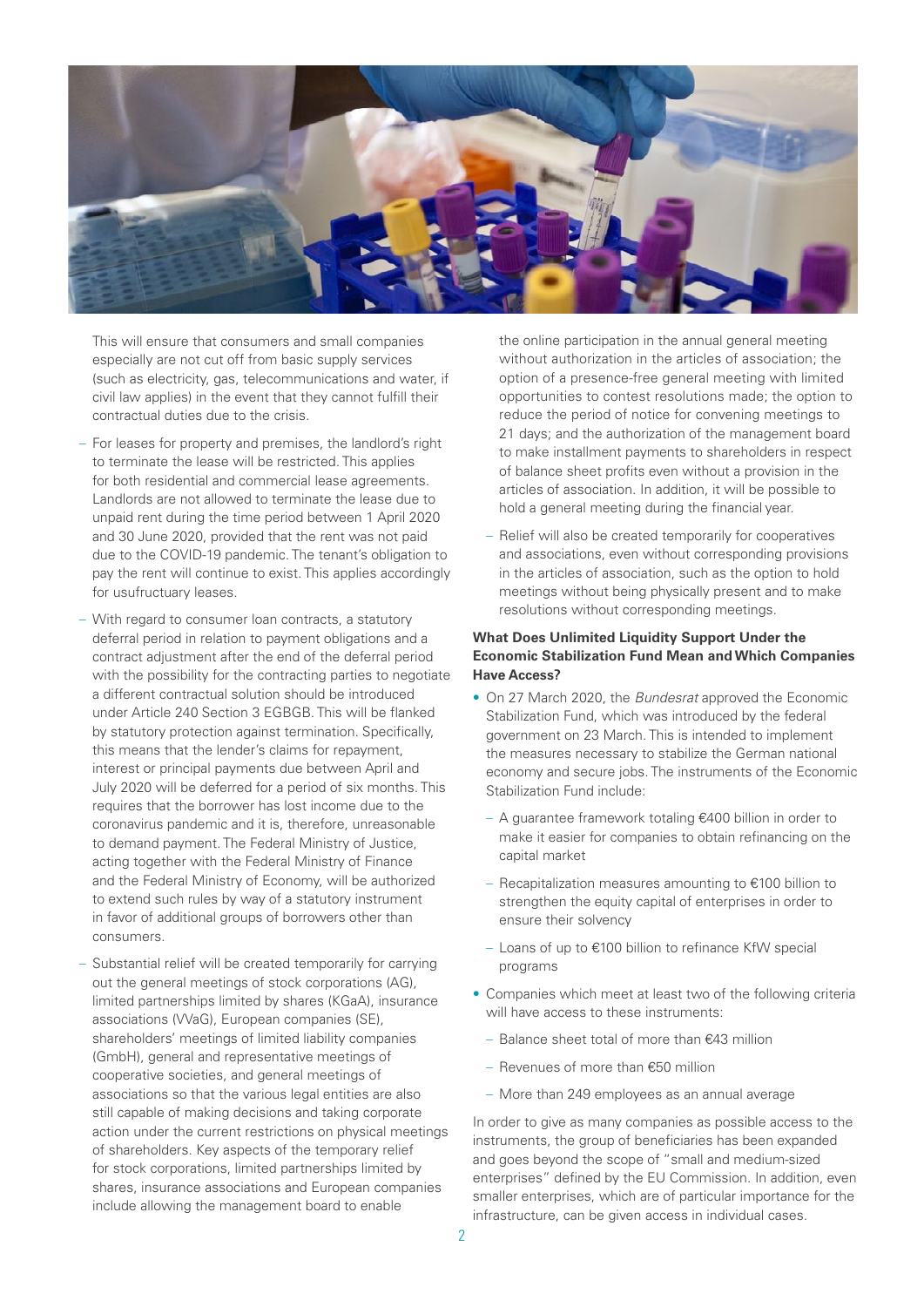This will ensure that consumers and small companies especially are not cut off from basic supply services (such as electricity, gas, telecommunications and water, if civil law applies) in the event that they cannot fulfill their contractual duties due to the crisis.

- For leases for property and premises, the landlord's right to terminate the lease will be restricted. This applies for both residential and commercial lease agreements. Landlords are not allowed to terminate the lease due to unpaid rent during the time period between 1 April 2020 and 30 June 2020, provided that the rent was not paid due to the COVID-19 pandemic. The tenant's obligation to pay the rent will continue to exist. This applies accordingly for usufructuary leases.
- With regard to consumer loan contracts, a statutory deferral period in relation to payment obligations and a contract adjustment after the end of the deferral period with the possibility for the contracting parties to negotiate a different contractual solution should be introduced under Article 240 Section 3 EGBGB. This will be flanked by statutory protection against termination. Specifically, this means that the lender's claims for repayment, interest or principal payments due between April and July 2020 will be deferred for a period of six months. This requires that the borrower has lost income due to the coronavirus pandemic and it is, therefore, unreasonable to demand payment. The Federal Ministry of Justice, acting together with the Federal Ministry of Finance and the Federal Ministry of Economy, will be authorized to extend such rules by way of a statutory instrument in favor of additional groups of borrowers other than consumers.
- Substantial relief will be created temporarily for carrying out the general meetings of stock corporations (AG), limited partnerships limited by shares (KGaA), insurance associations (VVaG), European companies (SE), shareholders' meetings of limited liability companies (GmbH), general and representative meetings of cooperative societies, and general meetings of associations so that the various legal entities are also still capable of making decisions and taking corporate action under the current restrictions on physical meetings of shareholders. Key aspects of the temporary relief for stock corporations, limited partnerships limited by shares, insurance associations and European companies include allowing the management board to enable the online participation in the annual general meeting without authorization in the articles of association; the option of a presence-free general meeting with limited opportunities to contest resolutions made; the option to reduce the period of notice for convening meetings to 21 days; and the authorization of the management board to make installment payments to shareholders in respect of balance sheet profits even without a provision in the articles of association. In addition, it will be possible to hold a general meeting during the financial year.
- Relief will also be created temporarily for cooperatives and associations, even without corresponding provisions in the articles of association, such as the option to hold meetings without being physically present and to make resolutions without corresponding meetings.

**What Does Unlimited Liquidity Support Under the Economic Stabilization Fund Mean and Which Companies Have Access?**

- On 27 March 2020, the *Bundesrat* approved the Economic Stabilization Fund, which was introduced by the federal government on 23 March. This is intended to implement the measures necessary to stabilize the German national economy and secure jobs. The instruments of the Economic Stabilization Fund include:
  - A guarantee framework totaling €400 billion in order to make it easier for companies to obtain refinancing on the capital market
  - Recapitalization measures amounting to €100 billion to strengthen the equity capital of enterprises in order to ensure their solvency
  - Loans of up to €100 billion to refinance KfW special programs
- Companies which meet at least two of the following criteria will have access to these instruments:
  - Balance sheet total of more than €43 million
  - Revenues of more than €50 million
  - More than 249 employees as an annual average

In order to give as many companies as possible access to the instruments, the group of beneficiaries has been expanded and goes beyond the scope of "small and medium-sized enterprises" defined by the EU Commission. In addition, even smaller enterprises, which are of particular importance for the infrastructure, can be given access in individual cases.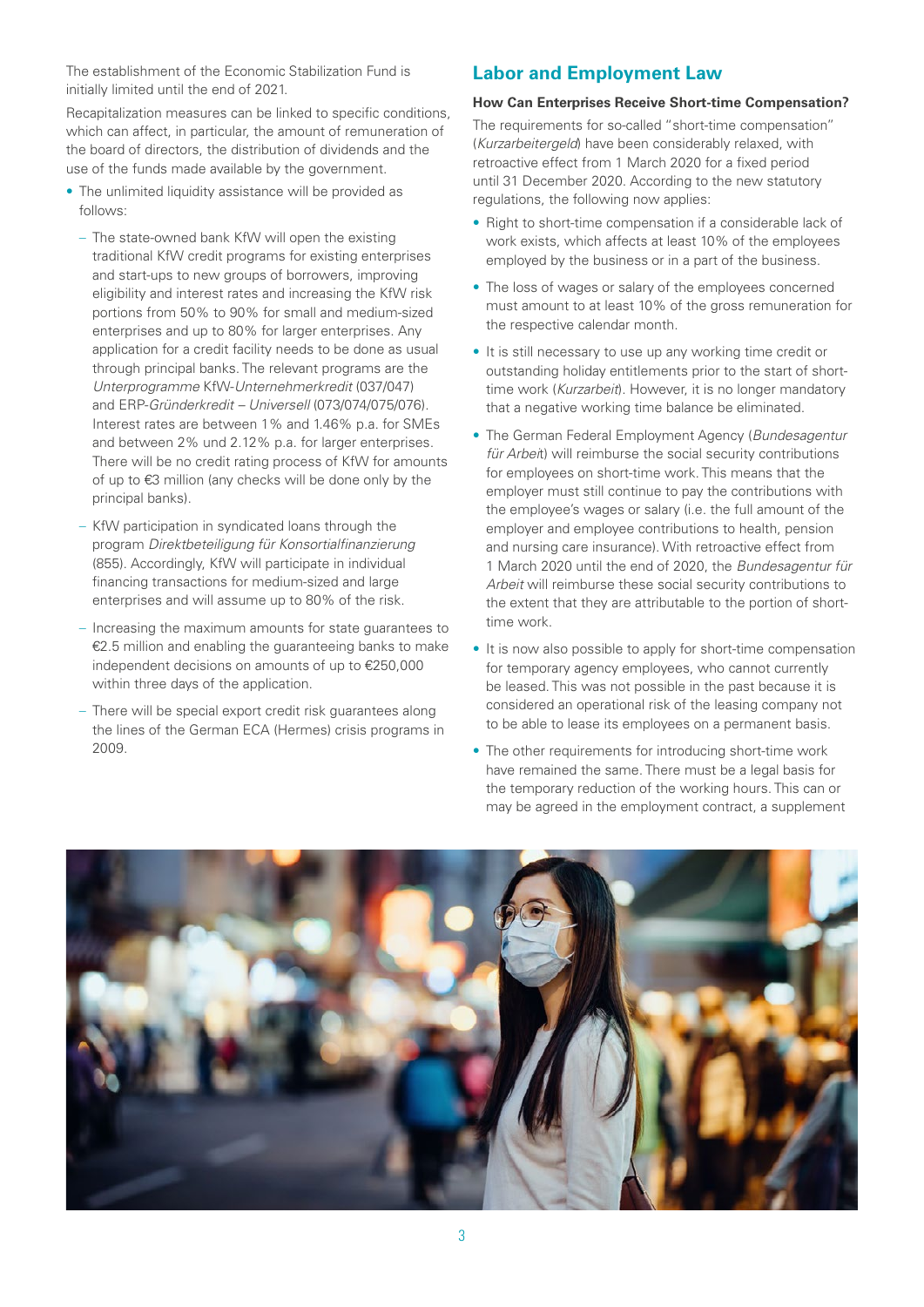The establishment of the Economic Stabilization Fund is initially limited until the end of 2021.

Recapitalization measures can be linked to specific conditions, which can affect, in particular, the amount of remuneration of the board of directors, the distribution of dividends and the use of the funds made available by the government.

- The unlimited liquidity assistance will be provided as follows:
  - The state-owned bank KfW will open the existing traditional KfW credit programs for existing enterprises and start-ups to new groups of borrowers, improving eligibility and interest rates and increasing the KfW risk portions from 50% to 90% for small and medium-sized enterprises and up to 80% for larger enterprises. Any application for a credit facility needs to be done as usual through principal banks. The relevant programs are the *Unterprogramme* KfW-*Unternehmerkredit* (037/047) and ERP-*Gründerkredit – Universell* (073/074/075/076). Interest rates are between 1% and 1.46% p.a. for SMEs and between 2% und 2.12% p.a. for larger enterprises. There will be no credit rating process of KfW for amounts of up to €3 million (any checks will be done only by the principal banks).
  - KfW participation in syndicated loans through the program *Direktbeteiligung für Konsortialfinanzierung* (855). Accordingly, KfW will participate in individual financing transactions for medium-sized and large enterprises and will assume up to 80% of the risk.
  - Increasing the maximum amounts for state guarantees to €2.5 million and enabling the guaranteeing banks to make independent decisions on amounts of up to €250,000 within three days of the application.
  - There will be special export credit risk guarantees along the lines of the German ECA (Hermes) crisis programs in 2009.

## Labor and Employment Law

### How Can Enterprises Receive Short-time Compensation?

The requirements for so-called "short-time compensation" (*Kurzarbeitergeld*) have been considerably relaxed, with retroactive effect from 1 March 2020 for a fixed period until 31 December 2020. According to the new statutory regulations, the following now applies:

- Right to short-time compensation if a considerable lack of work exists, which affects at least 10% of the employees employed by the business or in a part of the business.
- The loss of wages or salary of the employees concerned must amount to at least 10% of the gross remuneration for the respective calendar month.
- It is still necessary to use up any working time credit or outstanding holiday entitlements prior to the start of short-time work (*Kurzarbeit*). However, it is no longer mandatory that a negative working time balance be eliminated.
- The German Federal Employment Agency (*Bundesagentur für Arbeit*) will reimburse the social security contributions for employees on short-time work. This means that the employer must still continue to pay the contributions with the employee's wages or salary (i.e. the full amount of the employer and employee contributions to health, pension and nursing care insurance). With retroactive effect from 1 March 2020 until the end of 2020, the *Bundesagentur für Arbeit* will reimburse these social security contributions to the extent that they are attributable to the portion of short-time work.
- It is now also possible to apply for short-time compensation for temporary agency employees, who cannot currently be leased. This was not possible in the past because it is considered an operational risk of the leasing company not to be able to lease its employees on a permanent basis.
- The other requirements for introducing short-time work have remained the same. There must be a legal basis for the temporary reduction of the working hours. This can or may be agreed in the employment contract, a supplement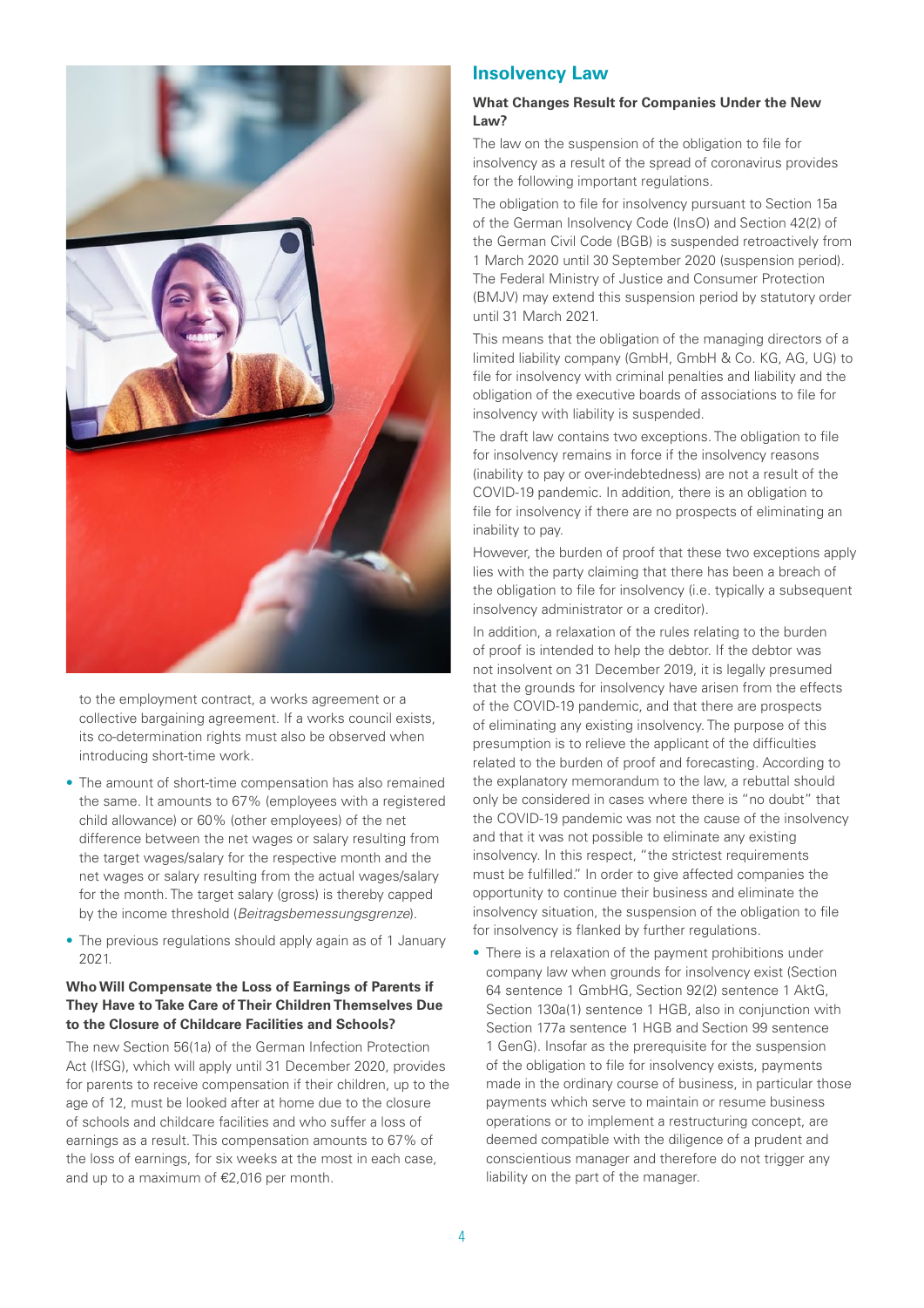to the employment contract, a works agreement or a collective bargaining agreement. If a works council exists, its co-determination rights must also be observed when introducing short-time work.

- The amount of short-time compensation has also remained the same. It amounts to 67% (employees with a registered child allowance) or 60% (other employees) of the net difference between the net wages or salary resulting from the target wages/salary for the respective month and the net wages or salary resulting from the actual wages/salary for the month. The target salary (gross) is thereby capped by the income threshold (*Beitragsbemessungsgrenze*).
- The previous regulations should apply again as of 1 January 2021.

**Who Will Compensate the Loss of Earnings of Parents if They Have to Take Care of Their Children Themselves Due to the Closure of Childcare Facilities and Schools?**

The new Section 56(1a) of the German Infection Protection Act (IfSG), which will apply until 31 December 2020, provides for parents to receive compensation if their children, up to the age of 12, must be looked after at home due to the closure of schools and childcare facilities and who suffer a loss of earnings as a result. This compensation amounts to 67% of the loss of earnings, for six weeks at the most in each case, and up to a maximum of €2,016 per month.

## Insolvency Law

**What Changes Result for Companies Under the New Law?**

The law on the suspension of the obligation to file for insolvency as a result of the spread of coronavirus provides for the following important regulations.

The obligation to file for insolvency pursuant to Section 15a of the German Insolvency Code (InsO) and Section 42(2) of the German Civil Code (BGB) is suspended retroactively from 1 March 2020 until 30 September 2020 (suspension period). The Federal Ministry of Justice and Consumer Protection (BMJV) may extend this suspension period by statutory order until 31 March 2021.

This means that the obligation of the managing directors of a limited liability company (GmbH, GmbH & Co. KG, AG, UG) to file for insolvency with criminal penalties and liability and the obligation of the executive boards of associations to file for insolvency with liability is suspended.

The draft law contains two exceptions. The obligation to file for insolvency remains in force if the insolvency reasons (inability to pay or over-indebtedness) are not a result of the COVID-19 pandemic. In addition, there is an obligation to file for insolvency if there are no prospects of eliminating an inability to pay.

However, the burden of proof that these two exceptions apply lies with the party claiming that there has been a breach of the obligation to file for insolvency (i.e. typically a subsequent insolvency administrator or a creditor).

In addition, a relaxation of the rules relating to the burden of proof is intended to help the debtor. If the debtor was not insolvent on 31 December 2019, it is legally presumed that the grounds for insolvency have arisen from the effects of the COVID-19 pandemic, and that there are prospects of eliminating any existing insolvency. The purpose of this presumption is to relieve the applicant of the difficulties related to the burden of proof and forecasting. According to the explanatory memorandum to the law, a rebuttal should only be considered in cases where there is "no doubt" that the COVID-19 pandemic was not the cause of the insolvency and that it was not possible to eliminate any existing insolvency. In this respect, "the strictest requirements must be fulfilled." In order to give affected companies the opportunity to continue their business and eliminate the insolvency situation, the suspension of the obligation to file for insolvency is flanked by further regulations.

- There is a relaxation of the payment prohibitions under company law when grounds for insolvency exist (Section 64 sentence 1 GmbHG, Section 92(2) sentence 1 AktG, Section 130a(1) sentence 1 HGB, also in conjunction with Section 177a sentence 1 HGB and Section 99 sentence 1 GenG). Insofar as the prerequisite for the suspension of the obligation to file for insolvency exists, payments made in the ordinary course of business, in particular those payments which serve to maintain or resume business operations or to implement a restructuring concept, are deemed compatible with the diligence of a prudent and conscientious manager and therefore do not trigger any liability on the part of the manager.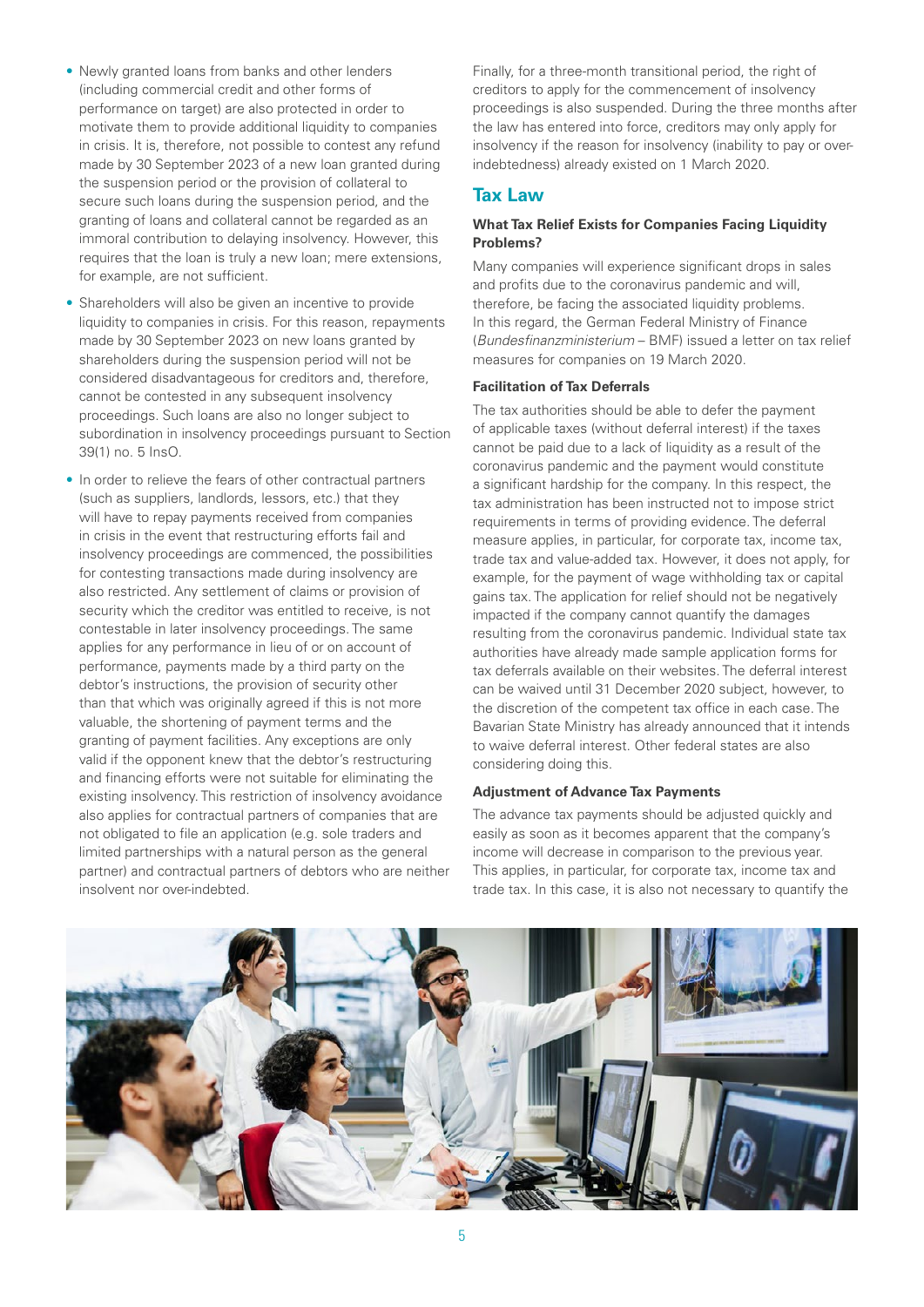- Newly granted loans from banks and other lenders (including commercial credit and other forms of performance on target) are also protected in order to motivate them to provide additional liquidity to companies in crisis. It is, therefore, not possible to contest any refund made by 30 September 2023 of a new loan granted during the suspension period or the provision of collateral to secure such loans during the suspension period, and the granting of loans and collateral cannot be regarded as an immoral contribution to delaying insolvency. However, this requires that the loan is truly a new loan; mere extensions, for example, are not sufficient.
- Shareholders will also be given an incentive to provide liquidity to companies in crisis. For this reason, repayments made by 30 September 2023 on new loans granted by shareholders during the suspension period will not be considered disadvantageous for creditors and, therefore, cannot be contested in any subsequent insolvency proceedings. Such loans are also no longer subject to subordination in insolvency proceedings pursuant to Section 39(1) no. 5 InsO.
- In order to relieve the fears of other contractual partners (such as suppliers, landlords, lessors, etc.) that they will have to repay payments received from companies in crisis in the event that restructuring efforts fail and insolvency proceedings are commenced, the possibilities for contesting transactions made during insolvency are also restricted. Any settlement of claims or provision of security which the creditor was entitled to receive, is not contestable in later insolvency proceedings. The same applies for any performance in lieu of or on account of performance, payments made by a third party on the debtor's instructions, the provision of security other than that which was originally agreed if this is not more valuable, the shortening of payment terms and the granting of payment facilities. Any exceptions are only valid if the opponent knew that the debtor's restructuring and financing efforts were not suitable for eliminating the existing insolvency. This restriction of insolvency avoidance also applies for contractual partners of companies that are not obligated to file an application (e.g. sole traders and limited partnerships with a natural person as the general partner) and contractual partners of debtors who are neither insolvent nor over-indebted.

Finally, for a three-month transitional period, the right of creditors to apply for the commencement of insolvency proceedings is also suspended. During the three months after the law has entered into force, creditors may only apply for insolvency if the reason for insolvency (inability to pay or over-indebtedness) already existed on 1 March 2020.

## Tax Law

### What Tax Relief Exists for Companies Facing Liquidity Problems?

Many companies will experience significant drops in sales and profits due to the coronavirus pandemic and will, therefore, be facing the associated liquidity problems. In this regard, the German Federal Ministry of Finance (*Bundesfinanzministerium* – BMF) issued a letter on tax relief measures for companies on 19 March 2020.

#### Facilitation of Tax Deferrals

The tax authorities should be able to defer the payment of applicable taxes (without deferral interest) if the taxes cannot be paid due to a lack of liquidity as a result of the coronavirus pandemic and the payment would constitute a significant hardship for the company. In this respect, the tax administration has been instructed not to impose strict requirements in terms of providing evidence. The deferral measure applies, in particular, for corporate tax, income tax, trade tax and value-added tax. However, it does not apply, for example, for the payment of wage withholding tax or capital gains tax. The application for relief should not be negatively impacted if the company cannot quantify the damages resulting from the coronavirus pandemic. Individual state tax authorities have already made sample application forms for tax deferrals available on their websites. The deferral interest can be waived until 31 December 2020 subject, however, to the discretion of the competent tax office in each case. The Bavarian State Ministry has already announced that it intends to waive deferral interest. Other federal states are also considering doing this.

#### Adjustment of Advance Tax Payments

The advance tax payments should be adjusted quickly and easily as soon as it becomes apparent that the company's income will decrease in comparison to the previous year. This applies, in particular, for corporate tax, income tax and trade tax. In this case, it is also not necessary to quantify the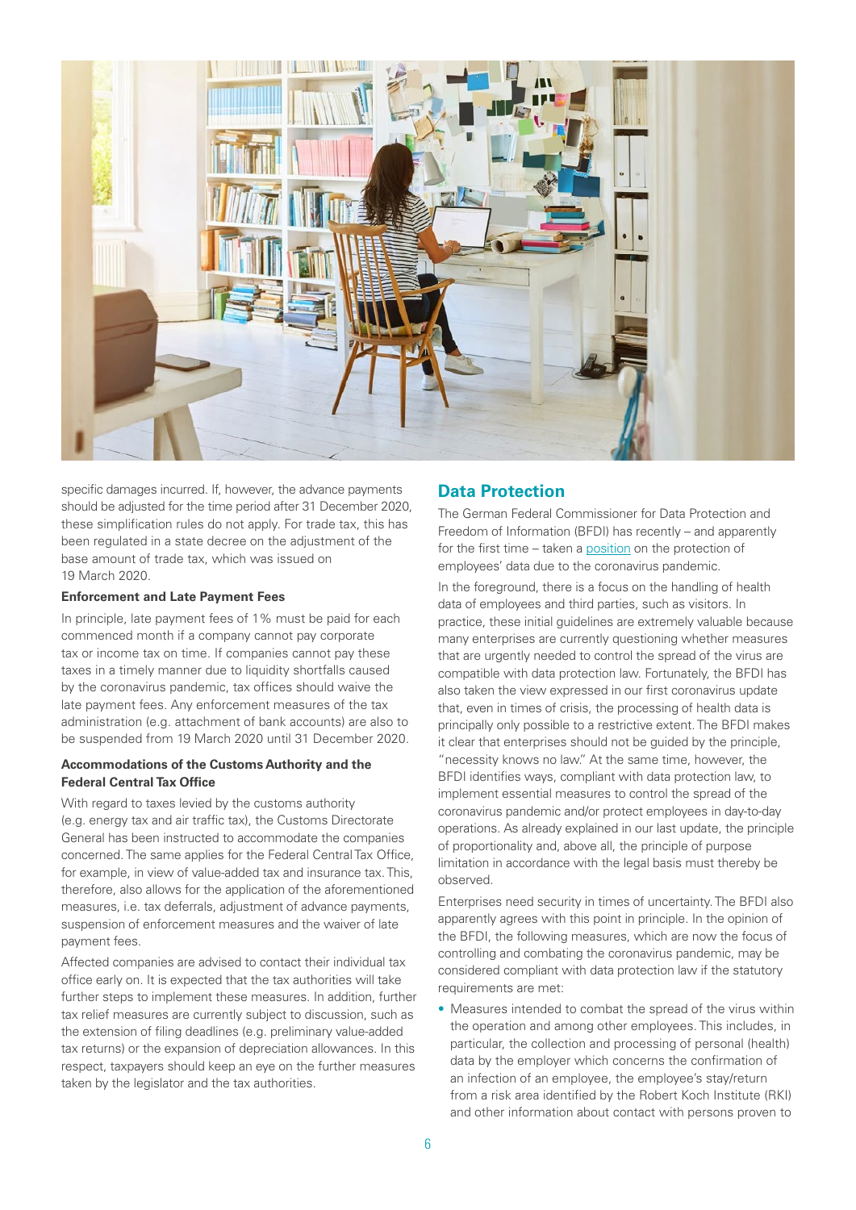specific damages incurred. If, however, the advance payments should be adjusted for the time period after 31 December 2020, these simplification rules do not apply. For trade tax, this has been regulated in a state decree on the adjustment of the base amount of trade tax, which was issued on 19 March 2020.

**Enforcement and Late Payment Fees**

In principle, late payment fees of 1% must be paid for each commenced month if a company cannot pay corporate tax or income tax on time. If companies cannot pay these taxes in a timely manner due to liquidity shortfalls caused by the coronavirus pandemic, tax offices should waive the late payment fees. Any enforcement measures of the tax administration (e.g. attachment of bank accounts) are also to be suspended from 19 March 2020 until 31 December 2020.

**Accommodations of the Customs Authority and the Federal Central Tax Office**

With regard to taxes levied by the customs authority (e.g. energy tax and air traffic tax), the Customs Directorate General has been instructed to accommodate the companies concerned. The same applies for the Federal Central Tax Office, for example, in view of value-added tax and insurance tax. This, therefore, also allows for the application of the aforementioned measures, i.e. tax deferrals, adjustment of advance payments, suspension of enforcement measures and the waiver of late payment fees.

Affected companies are advised to contact their individual tax office early on. It is expected that the tax authorities will take further steps to implement these measures. In addition, further tax relief measures are currently subject to discussion, such as the extension of filing deadlines (e.g. preliminary value-added tax returns) or the expansion of depreciation allowances. In this respect, taxpayers should keep an eye on the further measures taken by the legislator and the tax authorities.

## Data Protection

The German Federal Commissioner for Data Protection and Freedom of Information (BFDI) has recently – and apparently for the first time – taken a position on the protection of employees' data due to the coronavirus pandemic.

In the foreground, there is a focus on the handling of health data of employees and third parties, such as visitors. In practice, these initial guidelines are extremely valuable because many enterprises are currently questioning whether measures that are urgently needed to control the spread of the virus are compatible with data protection law. Fortunately, the BFDI has also taken the view expressed in our first coronavirus update that, even in times of crisis, the processing of health data is principally only possible to a restrictive extent. The BFDI makes it clear that enterprises should not be guided by the principle, "necessity knows no law." At the same time, however, the BFDI identifies ways, compliant with data protection law, to implement essential measures to control the spread of the coronavirus pandemic and/or protect employees in day-to-day operations. As already explained in our last update, the principle of proportionality and, above all, the principle of purpose limitation in accordance with the legal basis must thereby be observed.

Enterprises need security in times of uncertainty. The BFDI also apparently agrees with this point in principle. In the opinion of the BFDI, the following measures, which are now the focus of controlling and combating the coronavirus pandemic, may be considered compliant with data protection law if the statutory requirements are met:

- Measures intended to combat the spread of the virus within the operation and among other employees. This includes, in particular, the collection and processing of personal (health) data by the employer which concerns the confirmation of an infection of an employee, the employee's stay/return from a risk area identified by the Robert Koch Institute (RKI) and other information about contact with persons proven to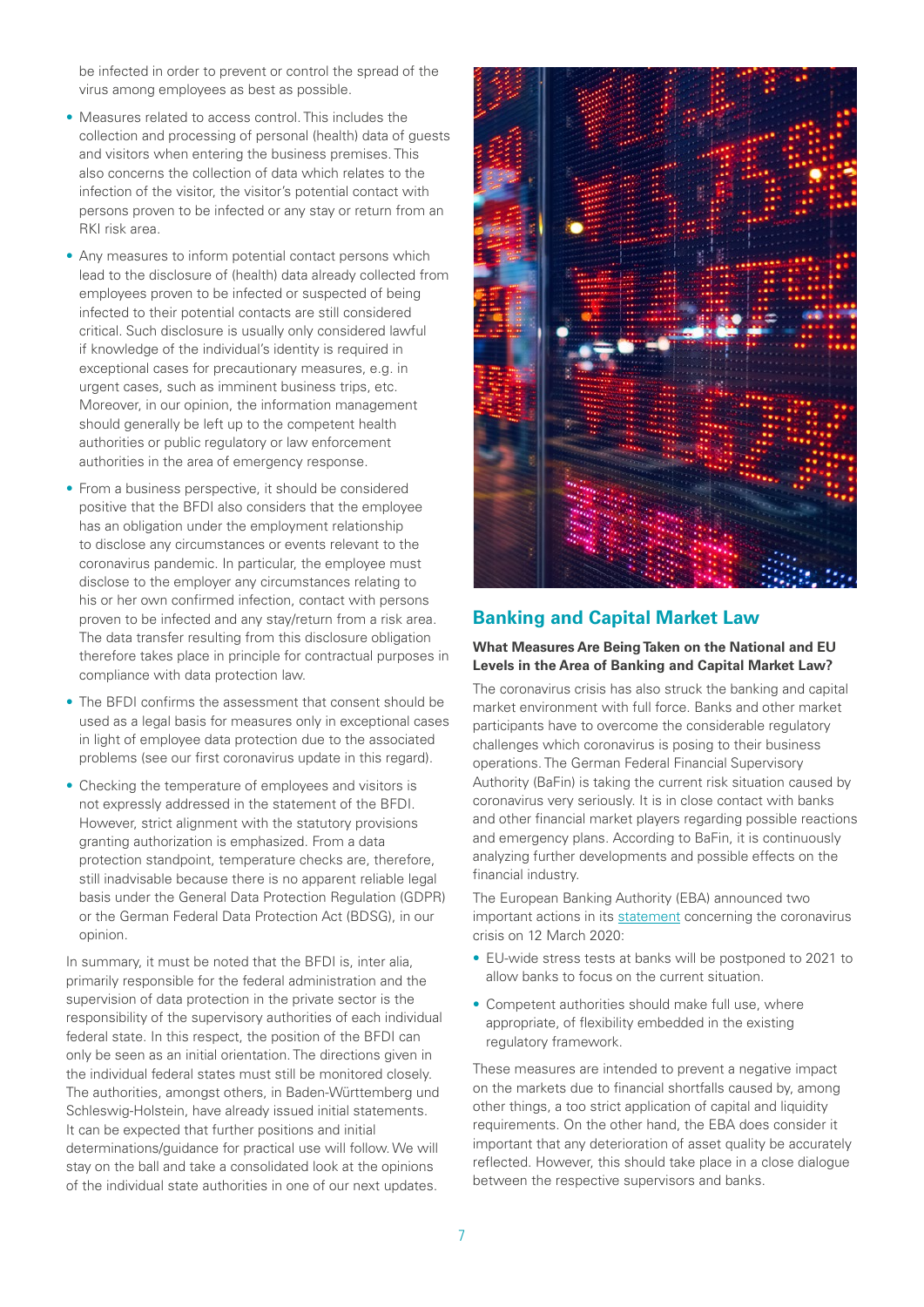be infected in order to prevent or control the spread of the virus among employees as best as possible.

- Measures related to access control. This includes the collection and processing of personal (health) data of guests and visitors when entering the business premises. This also concerns the collection of data which relates to the infection of the visitor, the visitor's potential contact with persons proven to be infected or any stay or return from an RKI risk area.
- Any measures to inform potential contact persons which lead to the disclosure of (health) data already collected from employees proven to be infected or suspected of being infected to their potential contacts are still considered critical. Such disclosure is usually only considered lawful if knowledge of the individual's identity is required in exceptional cases for precautionary measures, e.g. in urgent cases, such as imminent business trips, etc. Moreover, in our opinion, the information management should generally be left up to the competent health authorities or public regulatory or law enforcement authorities in the area of emergency response.
- From a business perspective, it should be considered positive that the BFDI also considers that the employee has an obligation under the employment relationship to disclose any circumstances or events relevant to the coronavirus pandemic. In particular, the employee must disclose to the employer any circumstances relating to his or her own confirmed infection, contact with persons proven to be infected and any stay/return from a risk area. The data transfer resulting from this disclosure obligation therefore takes place in principle for contractual purposes in compliance with data protection law.
- The BFDI confirms the assessment that consent should be used as a legal basis for measures only in exceptional cases in light of employee data protection due to the associated problems (see our first coronavirus update in this regard).
- Checking the temperature of employees and visitors is not expressly addressed in the statement of the BFDI. However, strict alignment with the statutory provisions granting authorization is emphasized. From a data protection standpoint, temperature checks are, therefore, still inadvisable because there is no apparent reliable legal basis under the General Data Protection Regulation (GDPR) or the German Federal Data Protection Act (BDSG), in our opinion.

In summary, it must be noted that the BFDI is, inter alia, primarily responsible for the federal administration and the supervision of data protection in the private sector is the responsibility of the supervisory authorities of each individual federal state. In this respect, the position of the BFDI can only be seen as an initial orientation. The directions given in the individual federal states must still be monitored closely. The authorities, amongst others, in Baden-Württemberg und Schleswig-Holstein, have already issued initial statements. It can be expected that further positions and initial determinations/guidance for practical use will follow. We will stay on the ball and take a consolidated look at the opinions of the individual state authorities in one of our next updates.

## Banking and Capital Market Law

**What Measures Are Being Taken on the National and EU Levels in the Area of Banking and Capital Market Law?**

The coronavirus crisis has also struck the banking and capital market environment with full force. Banks and other market participants have to overcome the considerable regulatory challenges which coronavirus is posing to their business operations. The German Federal Financial Supervisory Authority (BaFin) is taking the current risk situation caused by coronavirus very seriously. It is in close contact with banks and other financial market players regarding possible reactions and emergency plans. According to BaFin, it is continuously analyzing further developments and possible effects on the financial industry.

The European Banking Authority (EBA) announced two important actions in its statement concerning the coronavirus crisis on 12 March 2020:

- EU-wide stress tests at banks will be postponed to 2021 to allow banks to focus on the current situation.
- Competent authorities should make full use, where appropriate, of flexibility embedded in the existing regulatory framework.

These measures are intended to prevent a negative impact on the markets due to financial shortfalls caused by, among other things, a too strict application of capital and liquidity requirements. On the other hand, the EBA does consider it important that any deterioration of asset quality be accurately reflected. However, this should take place in a close dialogue between the respective supervisors and banks.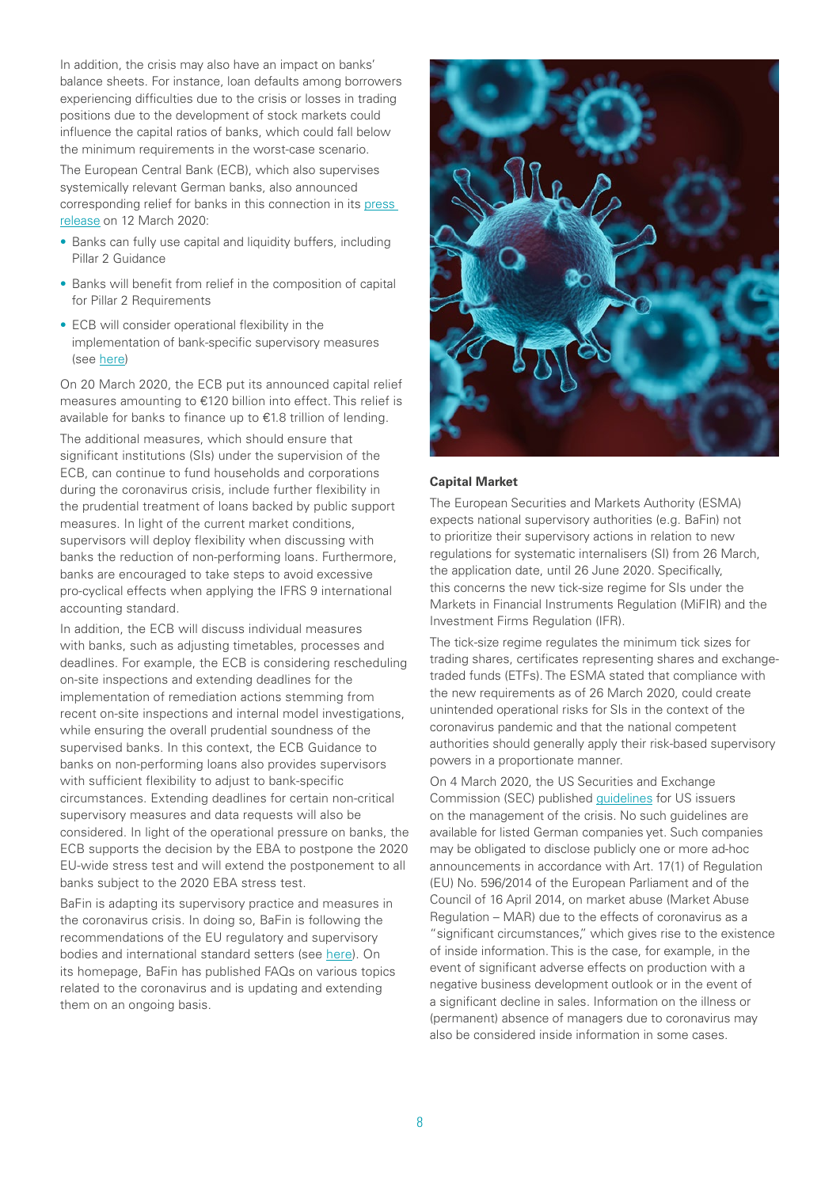In addition, the crisis may also have an impact on banks' balance sheets. For instance, loan defaults among borrowers experiencing difficulties due to the crisis or losses in trading positions due to the development of stock markets could influence the capital ratios of banks, which could fall below the minimum requirements in the worst-case scenario.

The European Central Bank (ECB), which also supervises systemically relevant German banks, also announced corresponding relief for banks in this connection in its press release on 12 March 2020:

- Banks can fully use capital and liquidity buffers, including Pillar 2 Guidance
- Banks will benefit from relief in the composition of capital for Pillar 2 Requirements
- ECB will consider operational flexibility in the implementation of bank-specific supervisory measures (see here)

On 20 March 2020, the ECB put its announced capital relief measures amounting to €120 billion into effect. This relief is available for banks to finance up to €1.8 trillion of lending.

The additional measures, which should ensure that significant institutions (SIs) under the supervision of the ECB, can continue to fund households and corporations during the coronavirus crisis, include further flexibility in the prudential treatment of loans backed by public support measures. In light of the current market conditions, supervisors will deploy flexibility when discussing with banks the reduction of non-performing loans. Furthermore, banks are encouraged to take steps to avoid excessive pro-cyclical effects when applying the IFRS 9 international accounting standard.

In addition, the ECB will discuss individual measures with banks, such as adjusting timetables, processes and deadlines. For example, the ECB is considering rescheduling on-site inspections and extending deadlines for the implementation of remediation actions stemming from recent on-site inspections and internal model investigations, while ensuring the overall prudential soundness of the supervised banks. In this context, the ECB Guidance to banks on non-performing loans also provides supervisors with sufficient flexibility to adjust to bank-specific circumstances. Extending deadlines for certain non-critical supervisory measures and data requests will also be considered. In light of the operational pressure on banks, the ECB supports the decision by the EBA to postpone the 2020 EU-wide stress test and will extend the postponement to all banks subject to the 2020 EBA stress test.

BaFin is adapting its supervisory practice and measures in the coronavirus crisis. In doing so, BaFin is following the recommendations of the EU regulatory and supervisory bodies and international standard setters (see here). On its homepage, BaFin has published FAQs on various topics related to the coronavirus and is updating and extending them on an ongoing basis.

**Capital Market**

The European Securities and Markets Authority (ESMA) expects national supervisory authorities (e.g. BaFin) not to prioritize their supervisory actions in relation to new regulations for systematic internalisers (SI) from 26 March, the application date, until 26 June 2020. Specifically, this concerns the new tick-size regime for SIs under the Markets in Financial Instruments Regulation (MiFIR) and the Investment Firms Regulation (IFR).

The tick-size regime regulates the minimum tick sizes for trading shares, certificates representing shares and exchange-traded funds (ETFs). The ESMA stated that compliance with the new requirements as of 26 March 2020, could create unintended operational risks for SIs in the context of the coronavirus pandemic and that the national competent authorities should generally apply their risk-based supervisory powers in a proportionate manner.

On 4 March 2020, the US Securities and Exchange Commission (SEC) published guidelines for US issuers on the management of the crisis. No such guidelines are available for listed German companies yet. Such companies may be obligated to disclose publicly one or more ad-hoc announcements in accordance with Art. 17(1) of Regulation (EU) No. 596/2014 of the European Parliament and of the Council of 16 April 2014, on market abuse (Market Abuse Regulation – MAR) due to the effects of coronavirus as a "significant circumstances," which gives rise to the existence of inside information. This is the case, for example, in the event of significant adverse effects on production with a negative business development outlook or in the event of a significant decline in sales. Information on the illness or (permanent) absence of managers due to coronavirus may also be considered inside information in some cases.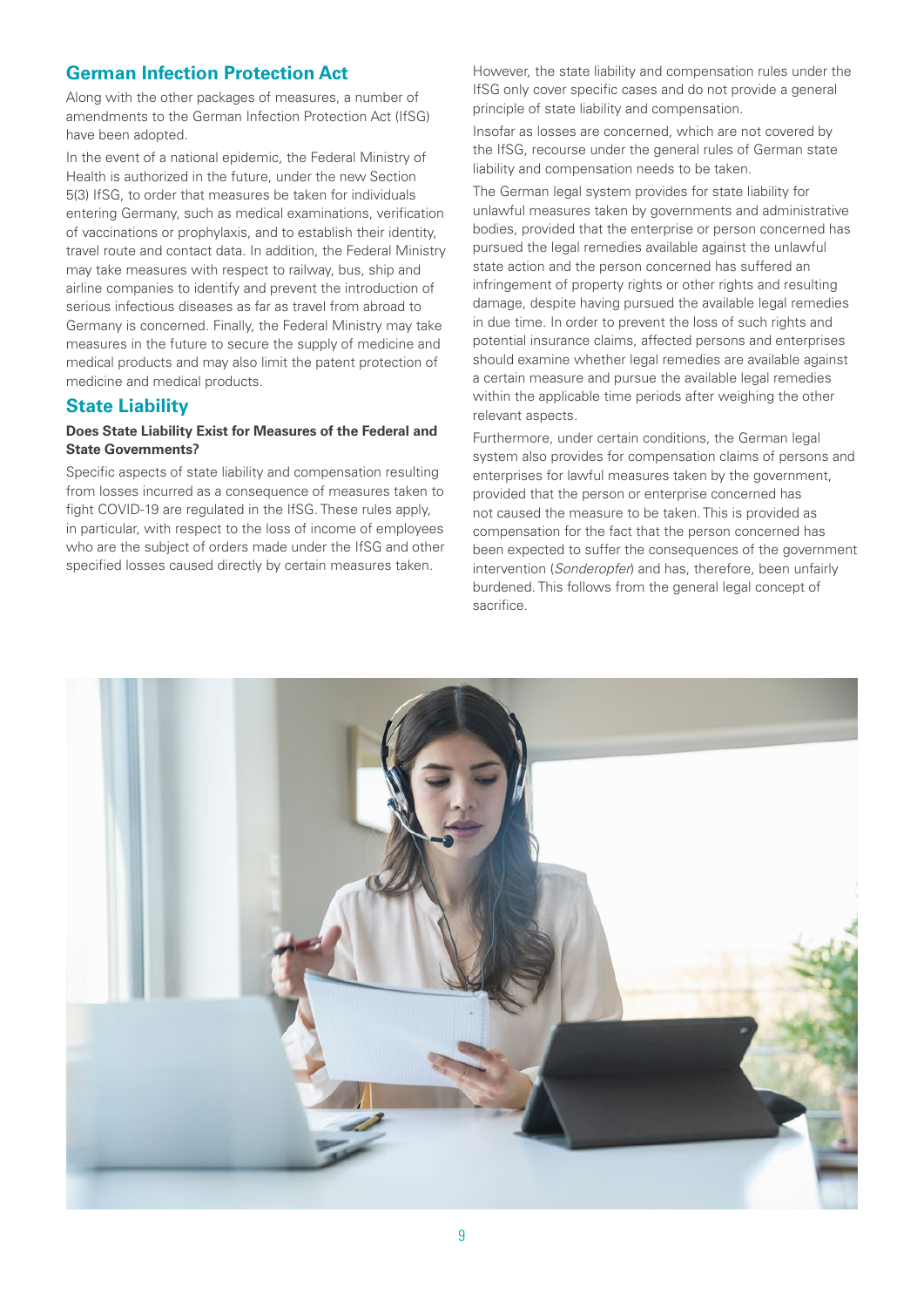## German Infection Protection Act

Along with the other packages of measures, a number of amendments to the German Infection Protection Act (IfSG) have been adopted.

In the event of a national epidemic, the Federal Ministry of Health is authorized in the future, under the new Section 5(3) IfSG, to order that measures be taken for individuals entering Germany, such as medical examinations, verification of vaccinations or prophylaxis, and to establish their identity, travel route and contact data. In addition, the Federal Ministry may take measures with respect to railway, bus, ship and airline companies to identify and prevent the introduction of serious infectious diseases as far as travel from abroad to Germany is concerned. Finally, the Federal Ministry may take measures in the future to secure the supply of medicine and medical products and may also limit the patent protection of medicine and medical products.

## State Liability

### Does State Liability Exist for Measures of the Federal and State Governments?

Specific aspects of state liability and compensation resulting from losses incurred as a consequence of measures taken to fight COVID-19 are regulated in the IfSG. These rules apply, in particular, with respect to the loss of income of employees who are the subject of orders made under the IfSG and other specified losses caused directly by certain measures taken.

However, the state liability and compensation rules under the IfSG only cover specific cases and do not provide a general principle of state liability and compensation.

Insofar as losses are concerned, which are not covered by the IfSG, recourse under the general rules of German state liability and compensation needs to be taken.

The German legal system provides for state liability for unlawful measures taken by governments and administrative bodies, provided that the enterprise or person concerned has pursued the legal remedies available against the unlawful state action and the person concerned has suffered an infringement of property rights or other rights and resulting damage, despite having pursued the available legal remedies in due time. In order to prevent the loss of such rights and potential insurance claims, affected persons and enterprises should examine whether legal remedies are available against a certain measure and pursue the available legal remedies within the applicable time periods after weighing the other relevant aspects.

Furthermore, under certain conditions, the German legal system also provides for compensation claims of persons and enterprises for lawful measures taken by the government, provided that the person or enterprise concerned has not caused the measure to be taken. This is provided as compensation for the fact that the person concerned has been expected to suffer the consequences of the government intervention (*Sonderopfer*) and has, therefore, been unfairly burdened. This follows from the general legal concept of sacrifice.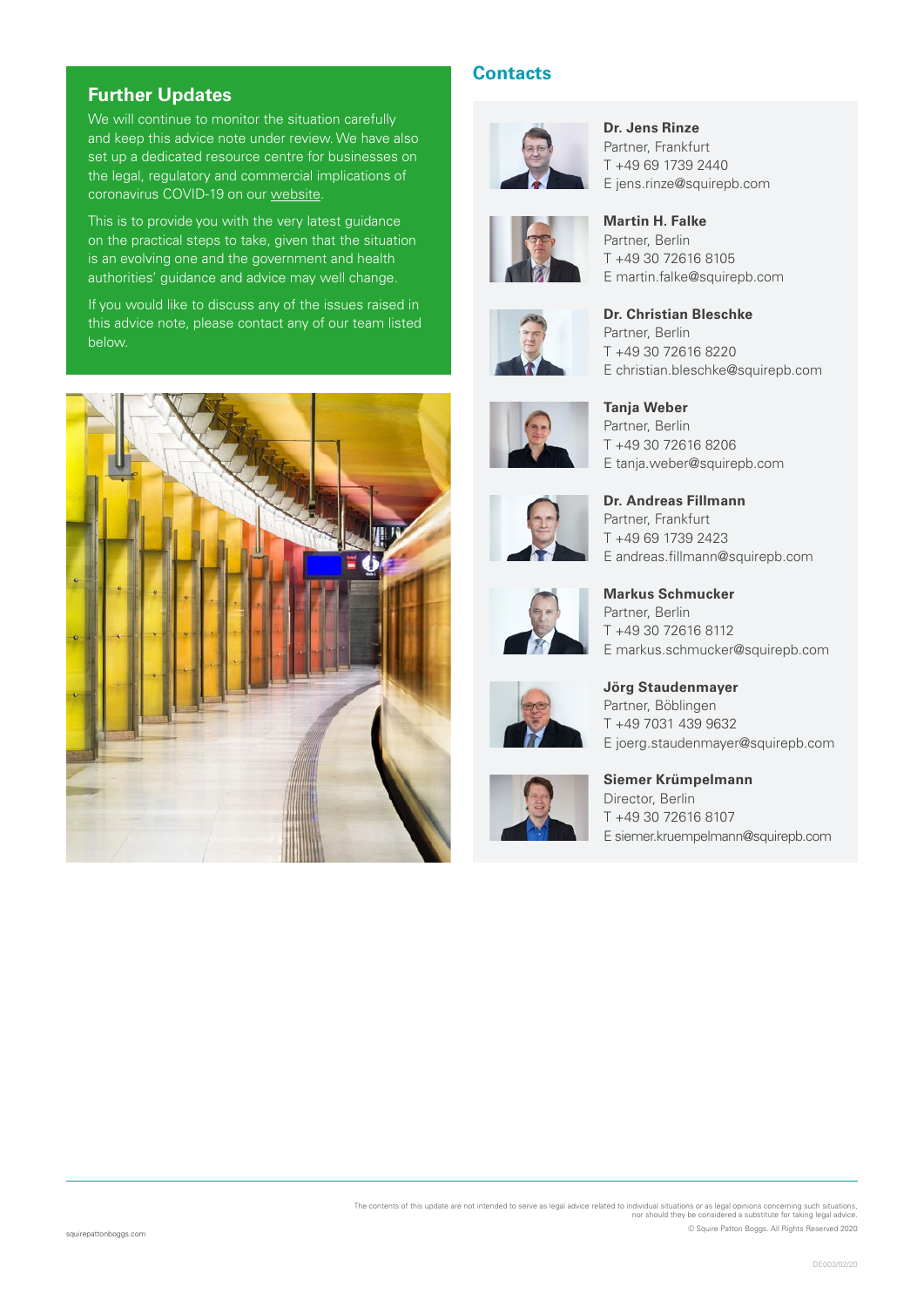## Further Updates

We will continue to monitor the situation carefully and keep this advice note under review. We have also set up a dedicated resource centre for businesses on the legal, regulatory and commercial implications of coronavirus COVID-19 on our website.

This is to provide you with the very latest guidance on the practical steps to take, given that the situation is an evolving one and the government and health authorities' guidance and advice may well change.

If you would like to discuss any of the issues raised in this advice note, please contact any of our team listed below.

## Contacts

**Dr. Jens Rinze**
Partner, Frankfurt
T +49 69 1739 2440
E jens.rinze@squirepb.com

**Martin H. Falke**
Partner, Berlin
T +49 30 72616 8105
E martin.falke@squirepb.com

**Dr. Christian Bleschke**
Partner, Berlin
T +49 30 72616 8220
E christian.bleschke@squirepb.com

**Tanja Weber**
Partner, Berlin
T +49 30 72616 8206
E tanja.weber@squirepb.com

**Dr. Andreas Fillmann**
Partner, Frankfurt
T +49 69 1739 2423
E andreas.fillmann@squirepb.com

**Markus Schmucker**
Partner, Berlin
T +49 30 72616 8112
E markus.schmucker@squirepb.com

**Jörg Staudenmayer**
Partner, Böblingen
T +49 7031 439 9632
E joerg.staudenmayer@squirepb.com

**Siemer Krümpelmann**
Director, Berlin
T +49 30 72616 8107
E siemer.kruempelmann@squirepb.com

The contents of this update are not intended to serve as legal advice related to individual situations or as legal opinions concerning such situations, nor should they be considered a substitute for taking legal advice.

© Squire Patton Boggs. All Rights Reserved 2020

squirepattonboggs.com

DE003/02/20